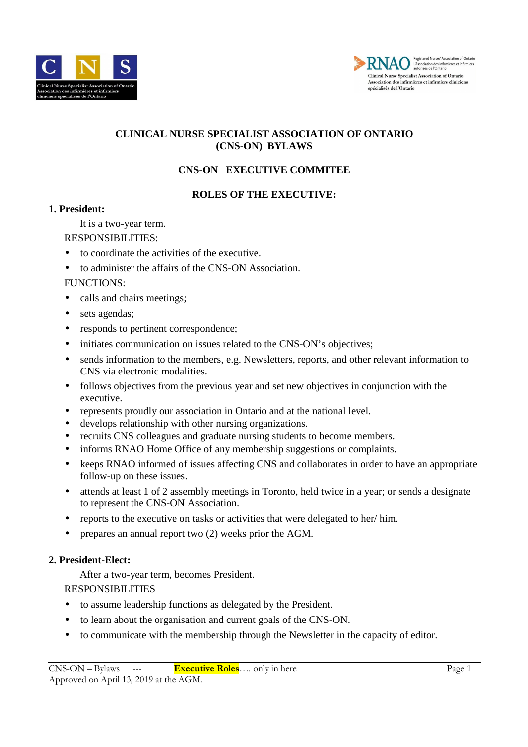# CLINICAL NURSE SPECIALIST ASSOCIATION OF ONTARIO (CNS-ON) BYLAWS

## CNS-ON EXECUTIVE COMMITEE

### ROLES OF THE EXECUTIVE:

**1. President:**

It is a two-year term.

RESPONSIBILITIES:

- to coordinate the activities of the executive.
- to administer the affairs of the CNS-ON Association.

FUNCTIONS:

- calls and chairs meetings;
- sets agendas;
- responds to pertinent correspondence;
- initiates communication on issues related to the CNS-ON's objectives;
- sends information to the members, e.g. Newsletters, reports, and other relevant information to CNS via electronic modalities.
- follows objectives from the previous year and set new objectives in conjunction with the executive.
- represents proudly our association in Ontario and at the national level.
- develops relationship with other nursing organizations.
- recruits CNS colleagues and graduate nursing students to become members.
- informs RNAO Home Office of any membership suggestions or complaints.
- keeps RNAO informed of issues affecting CNS and collaborates in order to have an appropriate follow-up on these issues.
- attends at least 1 of 2 assembly meetings in Toronto, held twice in a year; or sends a designate to represent the CNS-ON Association.
- reports to the executive on tasks or activities that were delegated to her/ him.
- prepares an annual report two (2) weeks prior the AGM.

**2. President-Elect:**

After a two-year term, becomes President.

RESPONSIBILITIES

- to assume leadership functions as delegated by the President.
- to learn about the organisation and current goals of the CNS-ON.
- to communicate with the membership through the Newsletter in the capacity of editor.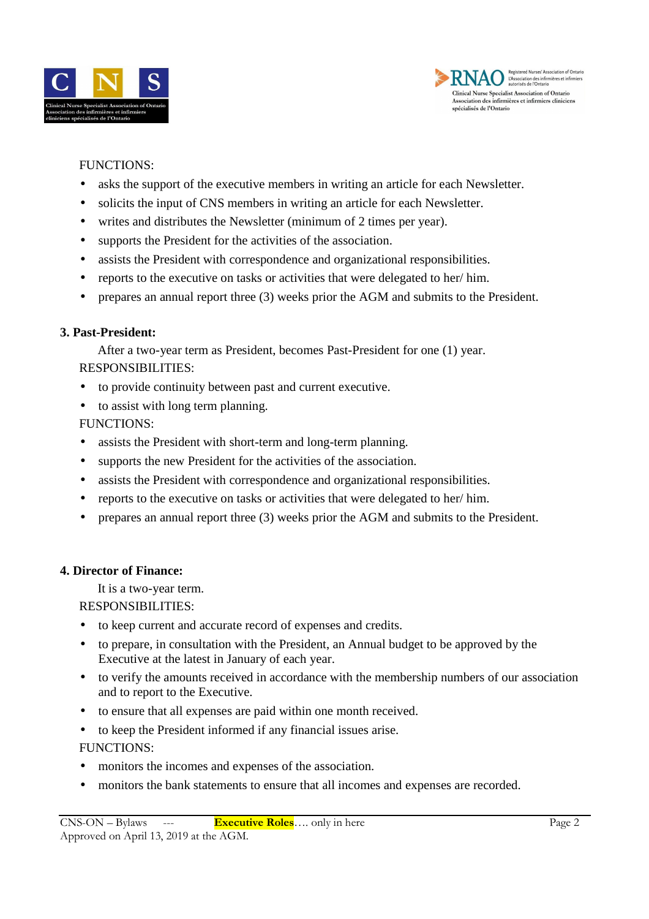FUNCTIONS:

- asks the support of the executive members in writing an article for each Newsletter.
- solicits the input of CNS members in writing an article for each Newsletter.
- writes and distributes the Newsletter (minimum of 2 times per year).
- supports the President for the activities of the association.
- assists the President with correspondence and organizational responsibilities.
- reports to the executive on tasks or activities that were delegated to her/ him.
- prepares an annual report three (3) weeks prior the AGM and submits to the President.

**3. Past-President:**

After a two-year term as President, becomes Past-President for one (1) year.

RESPONSIBILITIES:

- to provide continuity between past and current executive.
- to assist with long term planning.

FUNCTIONS:

- assists the President with short-term and long-term planning.
- supports the new President for the activities of the association.
- assists the President with correspondence and organizational responsibilities.
- reports to the executive on tasks or activities that were delegated to her/ him.
- prepares an annual report three (3) weeks prior the AGM and submits to the President.

**4. Director of Finance:**

It is a two-year term.

RESPONSIBILITIES:

- to keep current and accurate record of expenses and credits.
- to prepare, in consultation with the President, an Annual budget to be approved by the Executive at the latest in January of each year.
- to verify the amounts received in accordance with the membership numbers of our association and to report to the Executive.
- to ensure that all expenses are paid within one month received.
- to keep the President informed if any financial issues arise.

FUNCTIONS:

- monitors the incomes and expenses of the association.
- monitors the bank statements to ensure that all incomes and expenses are recorded.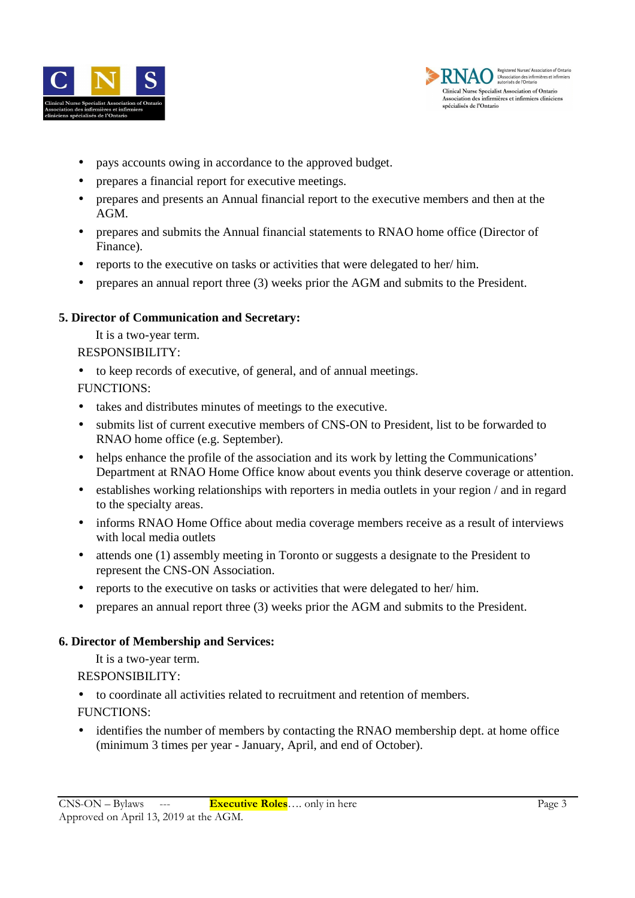- pays accounts owing in accordance to the approved budget.
- prepares a financial report for executive meetings.
- prepares and presents an Annual financial report to the executive members and then at the AGM.
- prepares and submits the Annual financial statements to RNAO home office (Director of Finance).
- reports to the executive on tasks or activities that were delegated to her/ him.
- prepares an annual report three (3) weeks prior the AGM and submits to the President.

**5. Director of Communication and Secretary:**

It is a two-year term.

RESPONSIBILITY:

- to keep records of executive, of general, and of annual meetings.

FUNCTIONS:

- takes and distributes minutes of meetings to the executive.
- submits list of current executive members of CNS-ON to President, list to be forwarded to RNAO home office (e.g. September).
- helps enhance the profile of the association and its work by letting the Communications' Department at RNAO Home Office know about events you think deserve coverage or attention.
- establishes working relationships with reporters in media outlets in your region / and in regard to the specialty areas.
- informs RNAO Home Office about media coverage members receive as a result of interviews with local media outlets
- attends one (1) assembly meeting in Toronto or suggests a designate to the President to represent the CNS-ON Association.
- reports to the executive on tasks or activities that were delegated to her/ him.
- prepares an annual report three (3) weeks prior the AGM and submits to the President.

**6. Director of Membership and Services:**

It is a two-year term.

RESPONSIBILITY:

- to coordinate all activities related to recruitment and retention of members.

FUNCTIONS:

- identifies the number of members by contacting the RNAO membership dept. at home office (minimum 3 times per year - January, April, and end of October).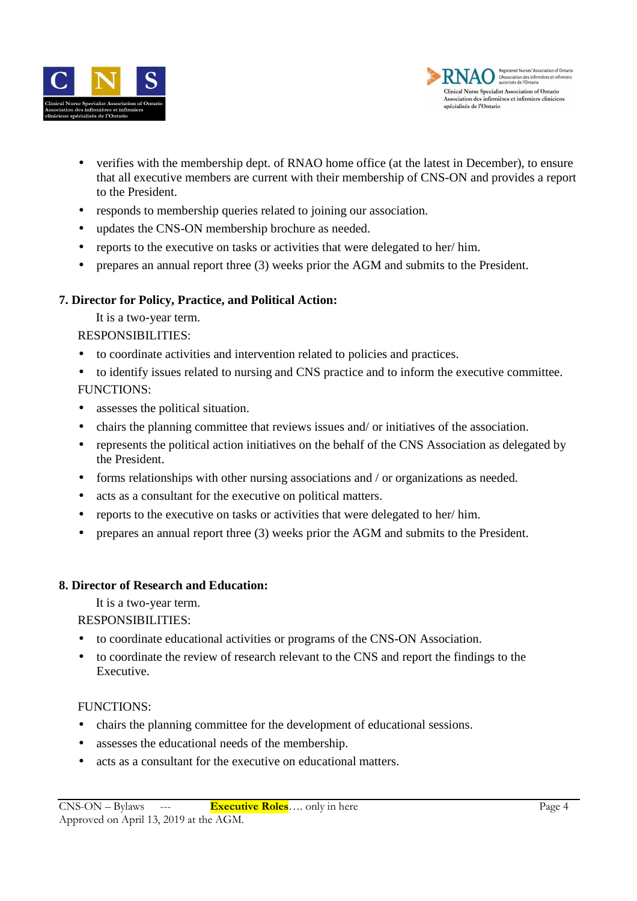- verifies with the membership dept. of RNAO home office (at the latest in December), to ensure that all executive members are current with their membership of CNS-ON and provides a report to the President.
- responds to membership queries related to joining our association.
- updates the CNS-ON membership brochure as needed.
- reports to the executive on tasks or activities that were delegated to her/ him.
- prepares an annual report three (3) weeks prior the AGM and submits to the President.

**7. Director for Policy, Practice, and Political Action:**

It is a two-year term.

RESPONSIBILITIES:

- to coordinate activities and intervention related to policies and practices.
- to identify issues related to nursing and CNS practice and to inform the executive committee.

FUNCTIONS:

- assesses the political situation.
- chairs the planning committee that reviews issues and/ or initiatives of the association.
- represents the political action initiatives on the behalf of the CNS Association as delegated by the President.
- forms relationships with other nursing associations and / or organizations as needed.
- acts as a consultant for the executive on political matters.
- reports to the executive on tasks or activities that were delegated to her/ him.
- prepares an annual report three (3) weeks prior the AGM and submits to the President.

**8. Director of Research and Education:**

It is a two-year term.

RESPONSIBILITIES:

- to coordinate educational activities or programs of the CNS-ON Association.
- to coordinate the review of research relevant to the CNS and report the findings to the Executive.

FUNCTIONS:

- chairs the planning committee for the development of educational sessions.
- assesses the educational needs of the membership.
- acts as a consultant for the executive on educational matters.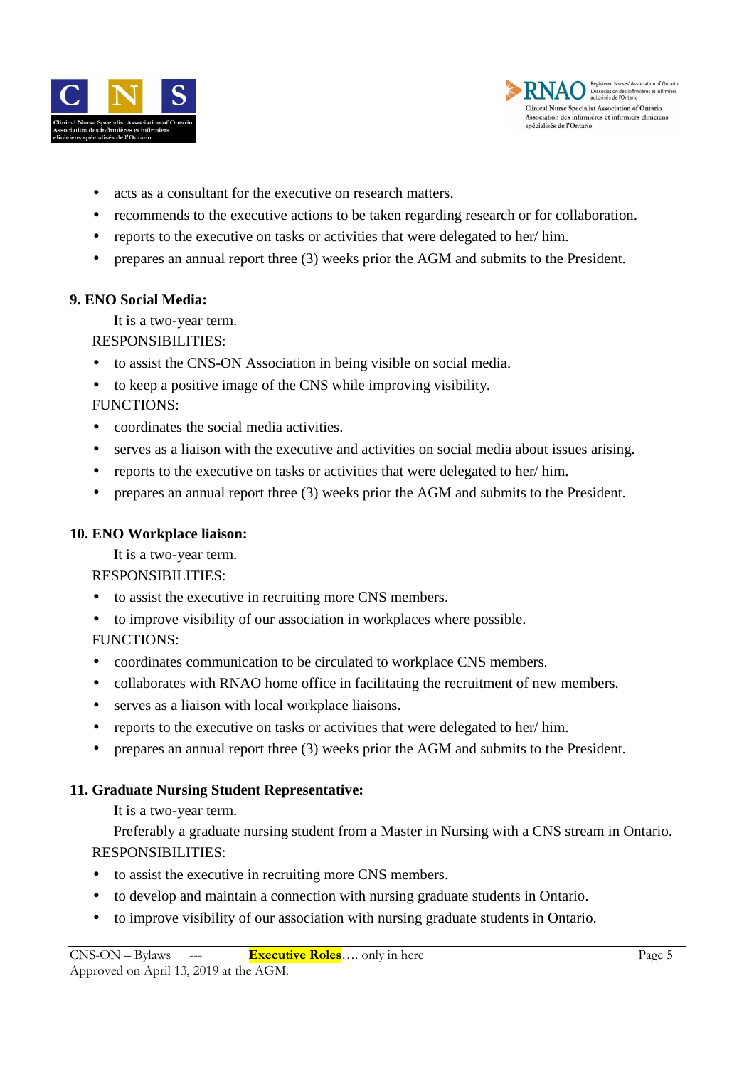- acts as a consultant for the executive on research matters.
- recommends to the executive actions to be taken regarding research or for collaboration.
- reports to the executive on tasks or activities that were delegated to her/ him.
- prepares an annual report three (3) weeks prior the AGM and submits to the President.

**9. ENO Social Media:**

It is a two-year term.

RESPONSIBILITIES:

- to assist the CNS-ON Association in being visible on social media.
- to keep a positive image of the CNS while improving visibility.

FUNCTIONS:

- coordinates the social media activities.
- serves as a liaison with the executive and activities on social media about issues arising.
- reports to the executive on tasks or activities that were delegated to her/ him.
- prepares an annual report three (3) weeks prior the AGM and submits to the President.

**10. ENO Workplace liaison:**

It is a two-year term.

RESPONSIBILITIES:

- to assist the executive in recruiting more CNS members.
- to improve visibility of our association in workplaces where possible.

FUNCTIONS:

- coordinates communication to be circulated to workplace CNS members.
- collaborates with RNAO home office in facilitating the recruitment of new members.
- serves as a liaison with local workplace liaisons.
- reports to the executive on tasks or activities that were delegated to her/ him.
- prepares an annual report three (3) weeks prior the AGM and submits to the President.

**11. Graduate Nursing Student Representative:**

It is a two-year term.

Preferably a graduate nursing student from a Master in Nursing with a CNS stream in Ontario.

RESPONSIBILITIES:

- to assist the executive in recruiting more CNS members.
- to develop and maintain a connection with nursing graduate students in Ontario.
- to improve visibility of our association with nursing graduate students in Ontario.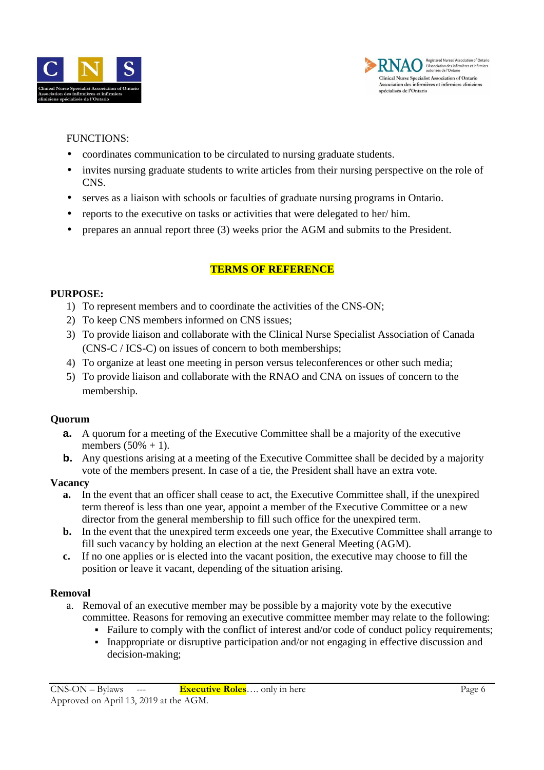FUNCTIONS:

- coordinates communication to be circulated to nursing graduate students.
- invites nursing graduate students to write articles from their nursing perspective on the role of CNS.
- serves as a liaison with schools or faculties of graduate nursing programs in Ontario.
- reports to the executive on tasks or activities that were delegated to her/ him.
- prepares an annual report three (3) weeks prior the AGM and submits to the President.

## TERMS OF REFERENCE

**PURPOSE:**

1) To represent members and to coordinate the activities of the CNS-ON;
2) To keep CNS members informed on CNS issues;
3) To provide liaison and collaborate with the Clinical Nurse Specialist Association of Canada (CNS-C / ICS-C) on issues of concern to both memberships;
4) To organize at least one meeting in person versus teleconferences or other such media;
5) To provide liaison and collaborate with the RNAO and CNA on issues of concern to the membership.

**Quorum**

- **a.** A quorum for a meeting of the Executive Committee shall be a majority of the executive members (50% + 1).
- **b.** Any questions arising at a meeting of the Executive Committee shall be decided by a majority vote of the members present. In case of a tie, the President shall have an extra vote.

**Vacancy**

- **a.** In the event that an officer shall cease to act, the Executive Committee shall, if the unexpired term thereof is less than one year, appoint a member of the Executive Committee or a new director from the general membership to fill such office for the unexpired term.
- **b.** In the event that the unexpired term exceeds one year, the Executive Committee shall arrange to fill such vacancy by holding an election at the next General Meeting (AGM).
- **c.** If no one applies or is elected into the vacant position, the executive may choose to fill the position or leave it vacant, depending of the situation arising.

**Removal**

a. Removal of an executive member may be possible by a majority vote by the executive committee. Reasons for removing an executive committee member may relate to the following:
   - Failure to comply with the conflict of interest and/or code of conduct policy requirements;
   - Inappropriate or disruptive participation and/or not engaging in effective discussion and decision-making;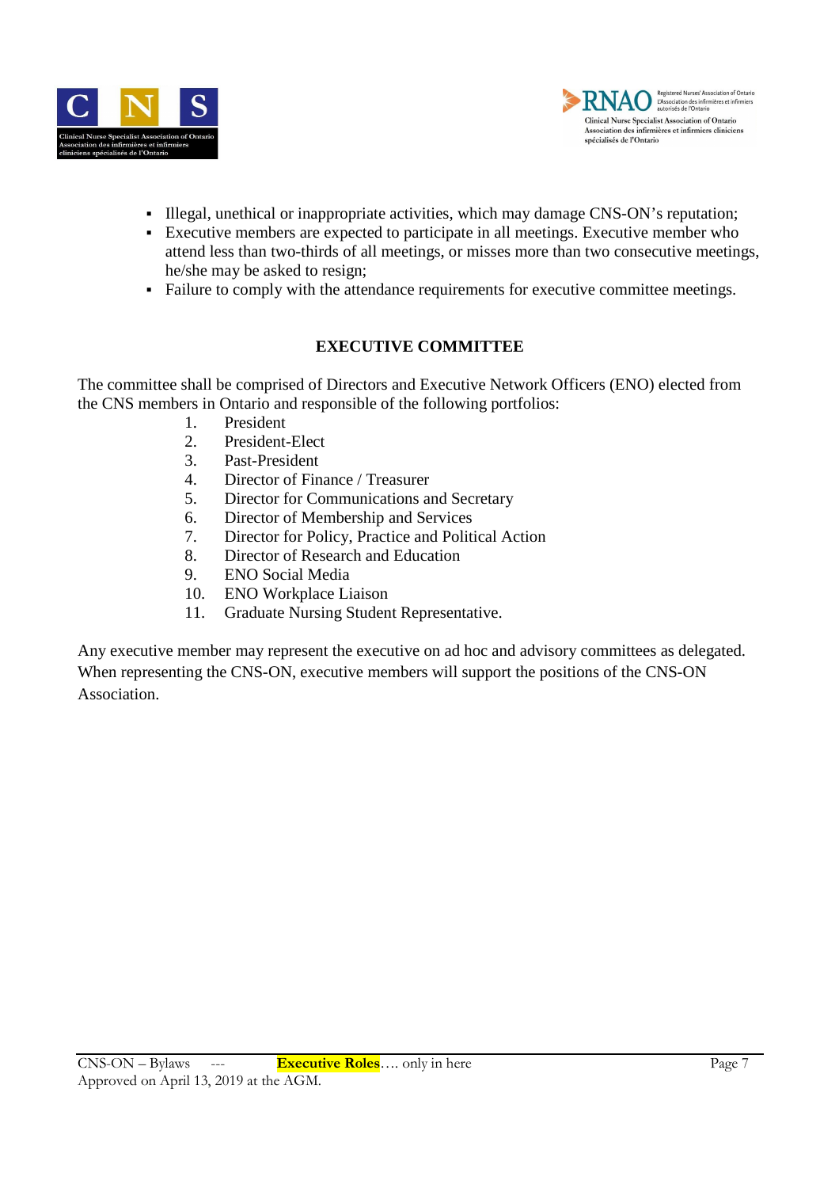- Illegal, unethical or inappropriate activities, which may damage CNS-ON's reputation;
- Executive members are expected to participate in all meetings. Executive member who attend less than two-thirds of all meetings, or misses more than two consecutive meetings, he/she may be asked to resign;
- Failure to comply with the attendance requirements for executive committee meetings.

## EXECUTIVE COMMITTEE

The committee shall be comprised of Directors and Executive Network Officers (ENO) elected from the CNS members in Ontario and responsible of the following portfolios:

1. President
2. President-Elect
3. Past-President
4. Director of Finance / Treasurer
5. Director for Communications and Secretary
6. Director of Membership and Services
7. Director for Policy, Practice and Political Action
8. Director of Research and Education
9. ENO Social Media
10. ENO Workplace Liaison
11. Graduate Nursing Student Representative.

Any executive member may represent the executive on ad hoc and advisory committees as delegated. When representing the CNS-ON, executive members will support the positions of the CNS-ON Association.